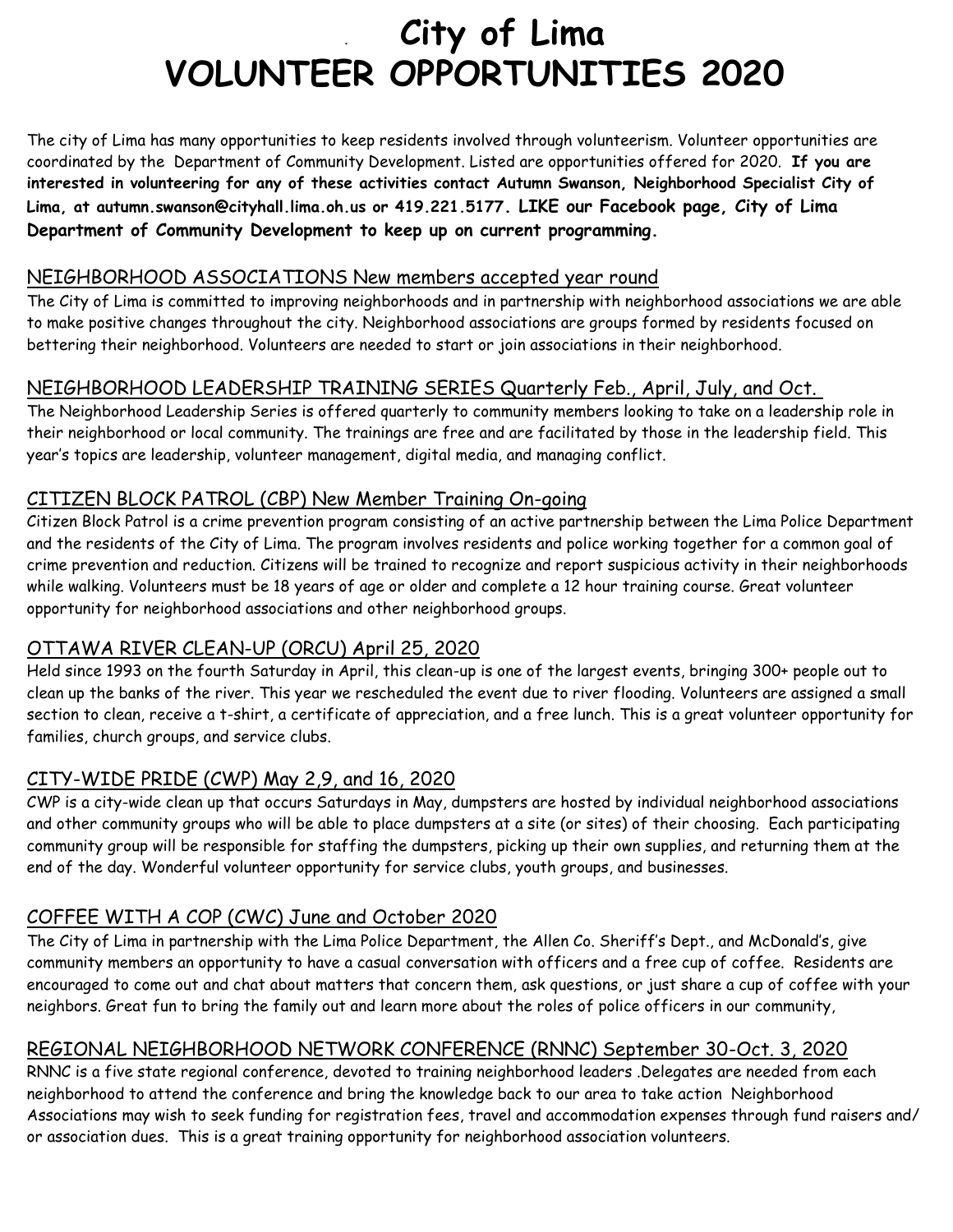# City of Lima
# VOLUNTEER OPPORTUNITIES 2020

The city of Lima has many opportunities to keep residents involved through volunteerism. Volunteer opportunities are coordinated by the Department of Community Development. Listed are opportunities offered for 2020. **If you are interested in volunteering for any of these activities contact Autumn Swanson, Neighborhood Specialist City of Lima, at autumn.swanson@cityhall.lima.oh.us or 419.221.5177. LIKE our Facebook page, City of Lima Department of Community Development to keep up on current programming.**

## NEIGHBORHOOD ASSOCIATIONS New members accepted year round

The City of Lima is committed to improving neighborhoods and in partnership with neighborhood associations we are able to make positive changes throughout the city. Neighborhood associations are groups formed by residents focused on bettering their neighborhood. Volunteers are needed to start or join associations in their neighborhood.

## NEIGHBORHOOD LEADERSHIP TRAINING SERIES Quarterly Feb., April, July, and Oct.

The Neighborhood Leadership Series is offered quarterly to community members looking to take on a leadership role in their neighborhood or local community. The trainings are free and are facilitated by those in the leadership field. This year's topics are leadership, volunteer management, digital media, and managing conflict.

## CITIZEN BLOCK PATROL (CBP) New Member Training On-going

Citizen Block Patrol is a crime prevention program consisting of an active partnership between the Lima Police Department and the residents of the City of Lima. The program involves residents and police working together for a common goal of crime prevention and reduction. Citizens will be trained to recognize and report suspicious activity in their neighborhoods while walking. Volunteers must be 18 years of age or older and complete a 12 hour training course. Great volunteer opportunity for neighborhood associations and other neighborhood groups.

## OTTAWA RIVER CLEAN-UP (ORCU) April 25, 2020

Held since 1993 on the fourth Saturday in April, this clean-up is one of the largest events, bringing 300+ people out to clean up the banks of the river. This year we rescheduled the event due to river flooding. Volunteers are assigned a small section to clean, receive a t-shirt, a certificate of appreciation, and a free lunch. This is a great volunteer opportunity for families, church groups, and service clubs.

## CITY-WIDE PRIDE (CWP) May 2,9, and 16, 2020

CWP is a city-wide clean up that occurs Saturdays in May, dumpsters are hosted by individual neighborhood associations and other community groups who will be able to place dumpsters at a site (or sites) of their choosing. Each participating community group will be responsible for staffing the dumpsters, picking up their own supplies, and returning them at the end of the day. Wonderful volunteer opportunity for service clubs, youth groups, and businesses.

## COFFEE WITH A COP (CWC) June and October 2020

The City of Lima in partnership with the Lima Police Department, the Allen Co. Sheriff's Dept., and McDonald's, give community members an opportunity to have a casual conversation with officers and a free cup of coffee. Residents are encouraged to come out and chat about matters that concern them, ask questions, or just share a cup of coffee with your neighbors. Great fun to bring the family out and learn more about the roles of police officers in our community,

## REGIONAL NEIGHBORHOOD NETWORK CONFERENCE (RNNC) September 30-Oct. 3, 2020

RNNC is a five state regional conference, devoted to training neighborhood leaders .Delegates are needed from each neighborhood to attend the conference and bring the knowledge back to our area to take action Neighborhood Associations may wish to seek funding for registration fees, travel and accommodation expenses through fund raisers and/or association dues. This is a great training opportunity for neighborhood association volunteers.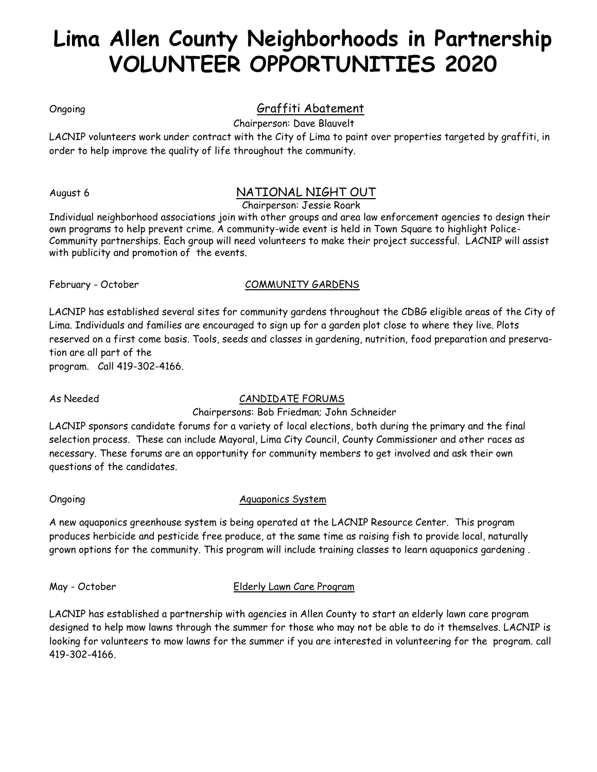# Lima Allen County Neighborhoods in Partnership VOLUNTEER OPPORTUNITIES 2020

Ongoing

## Graffiti Abatement

Chairperson: Dave Blauvelt

LACNIP volunteers work under contract with the City of Lima to paint over properties targeted by graffiti, in order to help improve the quality of life throughout the community.

August 6

## NATIONAL NIGHT OUT

Chairperson: Jessie Roark

Individual neighborhood associations join with other groups and area law enforcement agencies to design their own programs to help prevent crime. A community-wide event is held in Town Square to highlight Police-Community partnerships. Each group will need volunteers to make their project successful. LACNIP will assist with publicity and promotion of the events.

February - October

## COMMUNITY GARDENS

LACNIP has established several sites for community gardens throughout the CDBG eligible areas of the City of Lima. Individuals and families are encouraged to sign up for a garden plot close to where they live. Plots reserved on a first come basis. Tools, seeds and classes in gardening, nutrition, food preparation and preservation are all part of the program. Call 419-302-4166.

As Needed

## CANDIDATE FORUMS

Chairpersons: Bob Friedman; John Schneider

LACNIP sponsors candidate forums for a variety of local elections, both during the primary and the final selection process. These can include Mayoral, Lima City Council, County Commissioner and other races as necessary. These forums are an opportunity for community members to get involved and ask their own questions of the candidates.

Ongoing

## Aquaponics System

A new aquaponics greenhouse system is being operated at the LACNIP Resource Center. This program produces herbicide and pesticide free produce, at the same time as raising fish to provide local, naturally grown options for the community. This program will include training classes to learn aquaponics gardening .

May - October

## Elderly Lawn Care Program

LACNIP has established a partnership with agencies in Allen County to start an elderly lawn care program designed to help mow lawns through the summer for those who may not be able to do it themselves. LACNIP is looking for volunteers to mow lawns for the summer if you are interested in volunteering for the program. call 419-302-4166.